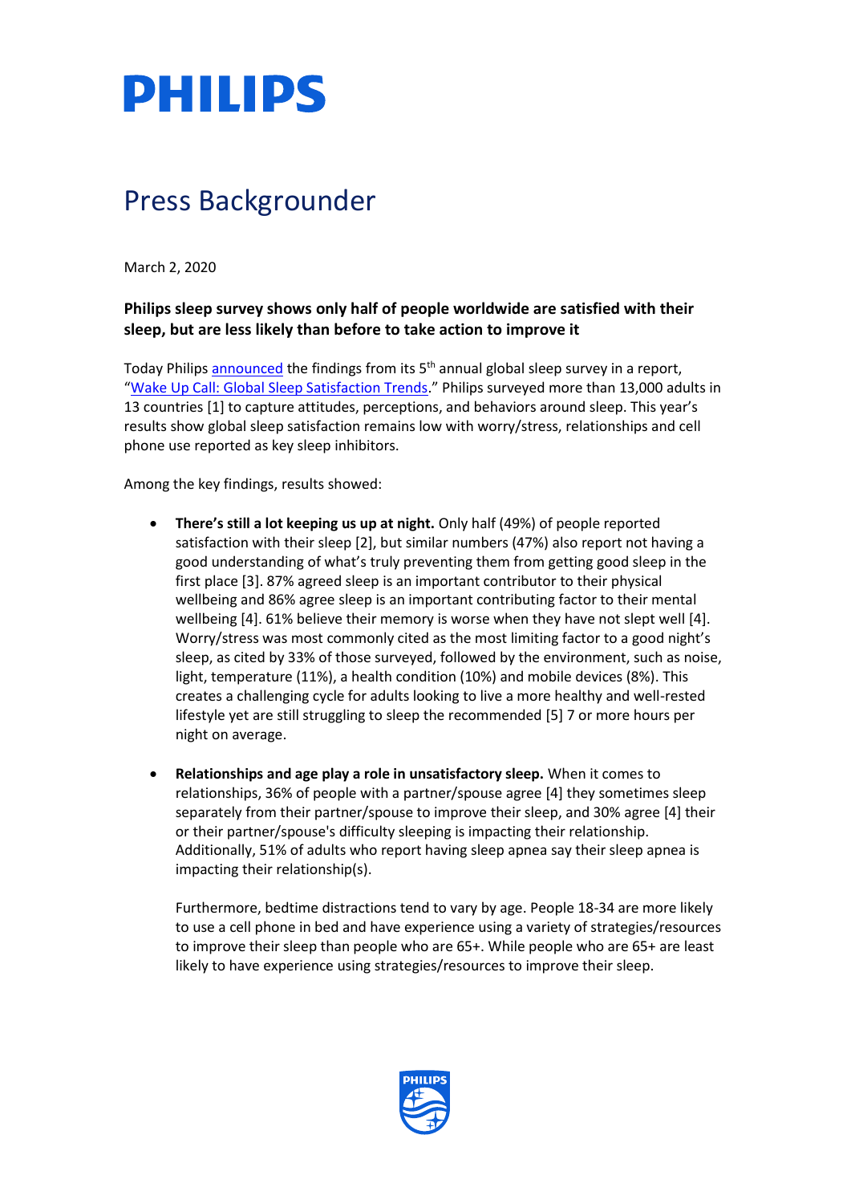# PHILIPS

## Press Backgrounder

March 2, 2020

**Philips sleep survey shows only half of people worldwide are satisfied with their sleep, but are less likely than before to take action to improve it**

Today Philips announced the findings from its 5th annual global sleep survey in a report, "Wake Up Call: Global Sleep Satisfaction Trends." Philips surveyed more than 13,000 adults in 13 countries [1] to capture attitudes, perceptions, and behaviors around sleep. This year's results show global sleep satisfaction remains low with worry/stress, relationships and cell phone use reported as key sleep inhibitors.

Among the key findings, results showed:

- **There's still a lot keeping us up at night.** Only half (49%) of people reported satisfaction with their sleep [2], but similar numbers (47%) also report not having a good understanding of what's truly preventing them from getting good sleep in the first place [3]. 87% agreed sleep is an important contributor to their physical wellbeing and 86% agree sleep is an important contributing factor to their mental wellbeing [4]. 61% believe their memory is worse when they have not slept well [4]. Worry/stress was most commonly cited as the most limiting factor to a good night's sleep, as cited by 33% of those surveyed, followed by the environment, such as noise, light, temperature (11%), a health condition (10%) and mobile devices (8%). This creates a challenging cycle for adults looking to live a more healthy and well-rested lifestyle yet are still struggling to sleep the recommended [5] 7 or more hours per night on average.

- **Relationships and age play a role in unsatisfactory sleep.** When it comes to relationships, 36% of people with a partner/spouse agree [4] they sometimes sleep separately from their partner/spouse to improve their sleep, and 30% agree [4] their or their partner/spouse's difficulty sleeping is impacting their relationship. Additionally, 51% of adults who report having sleep apnea say their sleep apnea is impacting their relationship(s).

  Furthermore, bedtime distractions tend to vary by age. People 18-34 are more likely to use a cell phone in bed and have experience using a variety of strategies/resources to improve their sleep than people who are 65+. While people who are 65+ are least likely to have experience using strategies/resources to improve their sleep.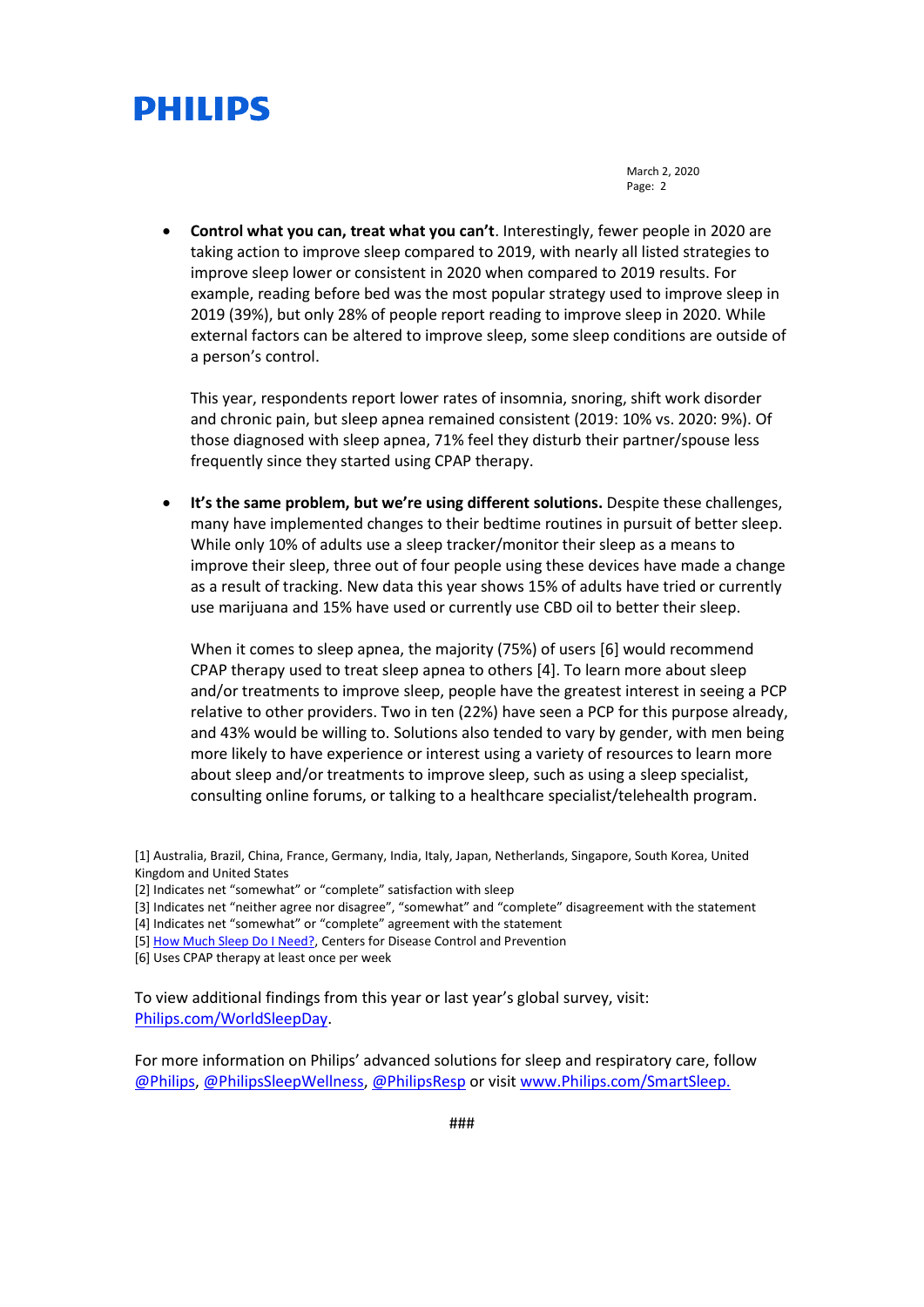- **Control what you can, treat what you can't**. Interestingly, fewer people in 2020 are taking action to improve sleep compared to 2019, with nearly all listed strategies to improve sleep lower or consistent in 2020 when compared to 2019 results. For example, reading before bed was the most popular strategy used to improve sleep in 2019 (39%), but only 28% of people report reading to improve sleep in 2020. While external factors can be altered to improve sleep, some sleep conditions are outside of a person's control.

  This year, respondents report lower rates of insomnia, snoring, shift work disorder and chronic pain, but sleep apnea remained consistent (2019: 10% vs. 2020: 9%). Of those diagnosed with sleep apnea, 71% feel they disturb their partner/spouse less frequently since they started using CPAP therapy.

- **It's the same problem, but we're using different solutions.** Despite these challenges, many have implemented changes to their bedtime routines in pursuit of better sleep. While only 10% of adults use a sleep tracker/monitor their sleep as a means to improve their sleep, three out of four people using these devices have made a change as a result of tracking. New data this year shows 15% of adults have tried or currently use marijuana and 15% have used or currently use CBD oil to better their sleep.

  When it comes to sleep apnea, the majority (75%) of users [6] would recommend CPAP therapy used to treat sleep apnea to others [4]. To learn more about sleep and/or treatments to improve sleep, people have the greatest interest in seeing a PCP relative to other providers. Two in ten (22%) have seen a PCP for this purpose already, and 43% would be willing to. Solutions also tended to vary by gender, with men being more likely to have experience or interest using a variety of resources to learn more about sleep and/or treatments to improve sleep, such as using a sleep specialist, consulting online forums, or talking to a healthcare specialist/telehealth program.

[1] Australia, Brazil, China, France, Germany, India, Italy, Japan, Netherlands, Singapore, South Korea, United Kingdom and United States
[2] Indicates net "somewhat" or "complete" satisfaction with sleep
[3] Indicates net "neither agree nor disagree", "somewhat" and "complete" disagreement with the statement
[4] Indicates net "somewhat" or "complete" agreement with the statement
[5] How Much Sleep Do I Need?, Centers for Disease Control and Prevention
[6] Uses CPAP therapy at least once per week

To view additional findings from this year or last year's global survey, visit: Philips.com/WorldSleepDay.

For more information on Philips' advanced solutions for sleep and respiratory care, follow @Philips, @PhilipsSleepWellness, @PhilipsResp or visit www.Philips.com/SmartSleep.

###